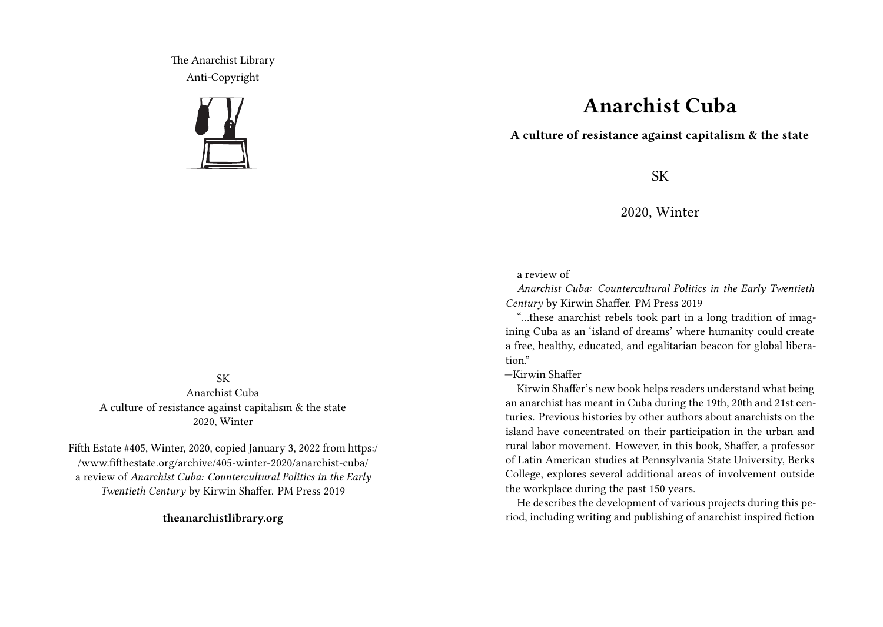The Anarchist Library
Anti-Copyright

SK
Anarchist Cuba
A culture of resistance against capitalism & the state
2020, Winter

Fifth Estate #405, Winter, 2020, copied January 3, 2022 from https://www.fifthestate.org/archive/405-winter-2020/anarchist-cuba/
a review of *Anarchist Cuba: Countercultural Politics in the Early Twentieth Century* by Kirwin Shaffer. PM Press 2019

**theanarchistlibrary.org**

# Anarchist Cuba

**A culture of resistance against capitalism & the state**

SK

2020, Winter

a review of

*Anarchist Cuba: Countercultural Politics in the Early Twentieth Century* by Kirwin Shaffer. PM Press 2019

"…these anarchist rebels took part in a long tradition of imagining Cuba as an 'island of dreams' where humanity could create a free, healthy, educated, and egalitarian beacon for global liberation."

—Kirwin Shaffer

Kirwin Shaffer's new book helps readers understand what being an anarchist has meant in Cuba during the 19th, 20th and 21st centuries. Previous histories by other authors about anarchists on the island have concentrated on their participation in the urban and rural labor movement. However, in this book, Shaffer, a professor of Latin American studies at Pennsylvania State University, Berks College, explores several additional areas of involvement outside the workplace during the past 150 years.

He describes the development of various projects during this period, including writing and publishing of anarchist inspired fiction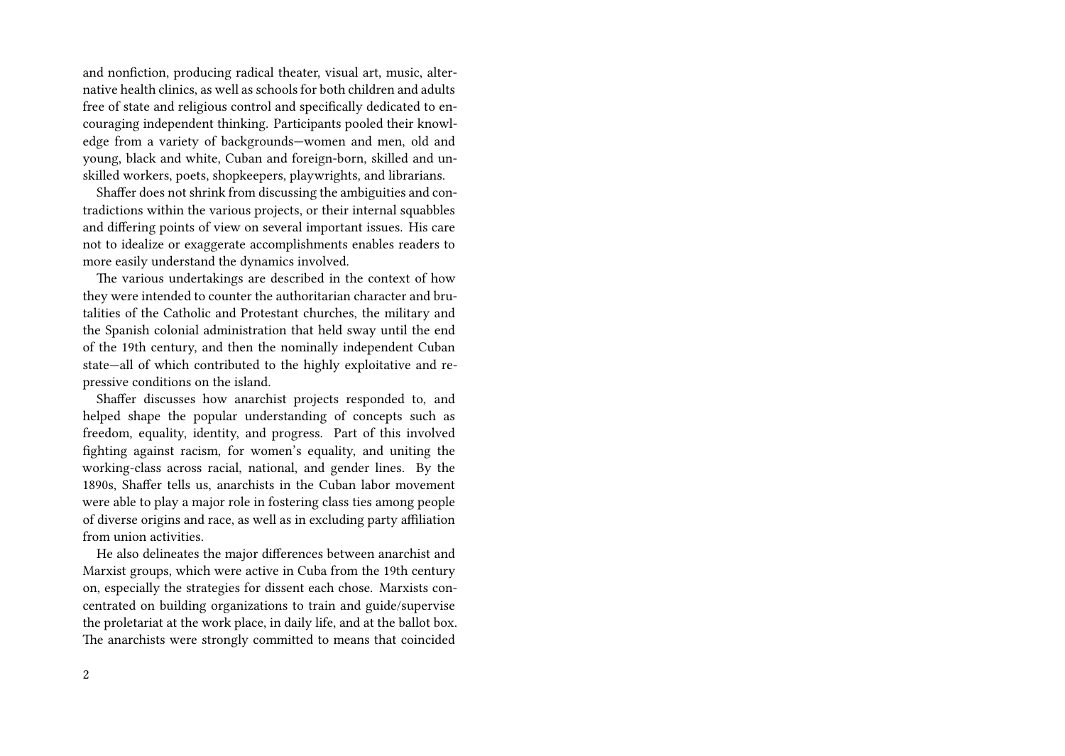and nonfiction, producing radical theater, visual art, music, alternative health clinics, as well as schools for both children and adults free of state and religious control and specifically dedicated to encouraging independent thinking. Participants pooled their knowledge from a variety of backgrounds—women and men, old and young, black and white, Cuban and foreign-born, skilled and unskilled workers, poets, shopkeepers, playwrights, and librarians.

Shaffer does not shrink from discussing the ambiguities and contradictions within the various projects, or their internal squabbles and differing points of view on several important issues. His care not to idealize or exaggerate accomplishments enables readers to more easily understand the dynamics involved.

The various undertakings are described in the context of how they were intended to counter the authoritarian character and brutalities of the Catholic and Protestant churches, the military and the Spanish colonial administration that held sway until the end of the 19th century, and then the nominally independent Cuban state—all of which contributed to the highly exploitative and repressive conditions on the island.

Shaffer discusses how anarchist projects responded to, and helped shape the popular understanding of concepts such as freedom, equality, identity, and progress. Part of this involved fighting against racism, for women's equality, and uniting the working-class across racial, national, and gender lines. By the 1890s, Shaffer tells us, anarchists in the Cuban labor movement were able to play a major role in fostering class ties among people of diverse origins and race, as well as in excluding party affiliation from union activities.

He also delineates the major differences between anarchist and Marxist groups, which were active in Cuba from the 19th century on, especially the strategies for dissent each chose. Marxists concentrated on building organizations to train and guide/supervise the proletariat at the work place, in daily life, and at the ballot box. The anarchists were strongly committed to means that coincided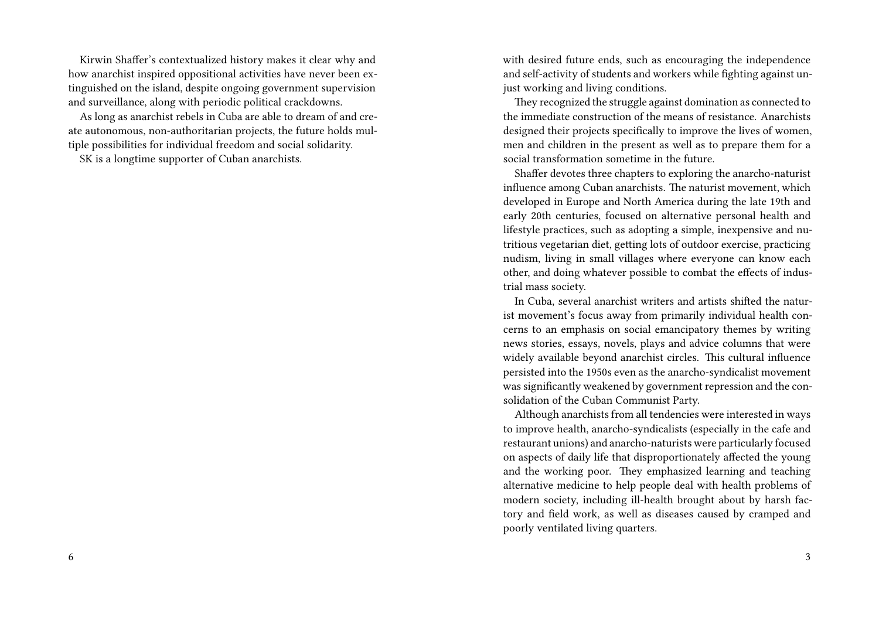Kirwin Shaffer's contextualized history makes it clear why and how anarchist inspired oppositional activities have never been extinguished on the island, despite ongoing government supervision and surveillance, along with periodic political crackdowns.

As long as anarchist rebels in Cuba are able to dream of and create autonomous, non-authoritarian projects, the future holds multiple possibilities for individual freedom and social solidarity.

SK is a longtime supporter of Cuban anarchists.

with desired future ends, such as encouraging the independence and self-activity of students and workers while fighting against unjust working and living conditions.

They recognized the struggle against domination as connected to the immediate construction of the means of resistance. Anarchists designed their projects specifically to improve the lives of women, men and children in the present as well as to prepare them for a social transformation sometime in the future.

Shaffer devotes three chapters to exploring the anarcho-naturist influence among Cuban anarchists. The naturist movement, which developed in Europe and North America during the late 19th and early 20th centuries, focused on alternative personal health and lifestyle practices, such as adopting a simple, inexpensive and nutritious vegetarian diet, getting lots of outdoor exercise, practicing nudism, living in small villages where everyone can know each other, and doing whatever possible to combat the effects of industrial mass society.

In Cuba, several anarchist writers and artists shifted the naturist movement's focus away from primarily individual health concerns to an emphasis on social emancipatory themes by writing news stories, essays, novels, plays and advice columns that were widely available beyond anarchist circles. This cultural influence persisted into the 1950s even as the anarcho-syndicalist movement was significantly weakened by government repression and the consolidation of the Cuban Communist Party.

Although anarchists from all tendencies were interested in ways to improve health, anarcho-syndicalists (especially in the cafe and restaurant unions) and anarcho-naturists were particularly focused on aspects of daily life that disproportionately affected the young and the working poor. They emphasized learning and teaching alternative medicine to help people deal with health problems of modern society, including ill-health brought about by harsh factory and field work, as well as diseases caused by cramped and poorly ventilated living quarters.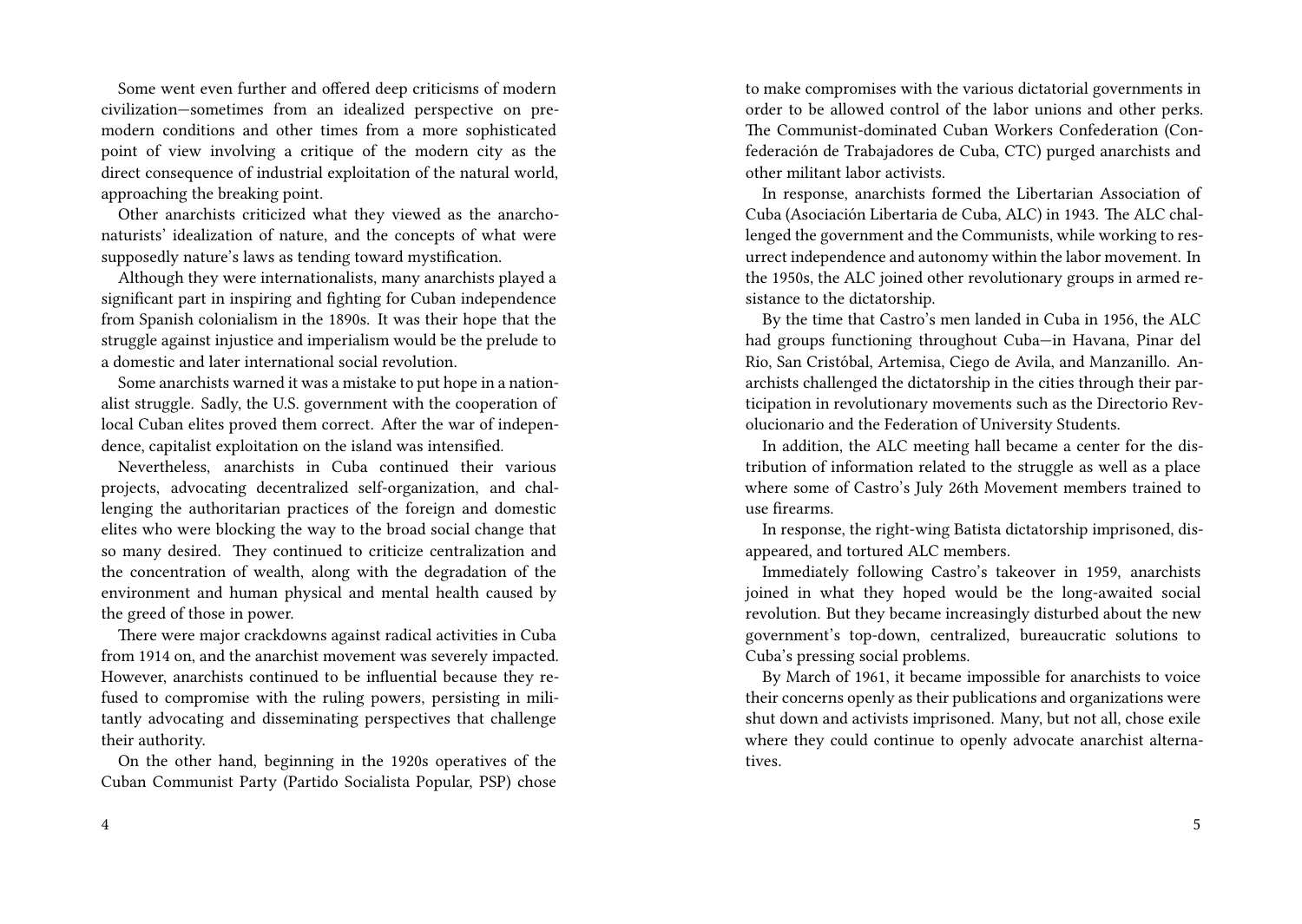Some went even further and offered deep criticisms of modern civilization—sometimes from an idealized perspective on pre-modern conditions and other times from a more sophisticated point of view involving a critique of the modern city as the direct consequence of industrial exploitation of the natural world, approaching the breaking point.

Other anarchists criticized what they viewed as the anarcho-naturists' idealization of nature, and the concepts of what were supposedly nature's laws as tending toward mystification.

Although they were internationalists, many anarchists played a significant part in inspiring and fighting for Cuban independence from Spanish colonialism in the 1890s. It was their hope that the struggle against injustice and imperialism would be the prelude to a domestic and later international social revolution.

Some anarchists warned it was a mistake to put hope in a nationalist struggle. Sadly, the U.S. government with the cooperation of local Cuban elites proved them correct. After the war of independence, capitalist exploitation on the island was intensified.

Nevertheless, anarchists in Cuba continued their various projects, advocating decentralized self-organization, and challenging the authoritarian practices of the foreign and domestic elites who were blocking the way to the broad social change that so many desired. They continued to criticize centralization and the concentration of wealth, along with the degradation of the environment and human physical and mental health caused by the greed of those in power.

There were major crackdowns against radical activities in Cuba from 1914 on, and the anarchist movement was severely impacted. However, anarchists continued to be influential because they refused to compromise with the ruling powers, persisting in militantly advocating and disseminating perspectives that challenge their authority.

On the other hand, beginning in the 1920s operatives of the Cuban Communist Party (Partido Socialista Popular, PSP) chose to make compromises with the various dictatorial governments in order to be allowed control of the labor unions and other perks. The Communist-dominated Cuban Workers Confederation (Confederación de Trabajadores de Cuba, CTC) purged anarchists and other militant labor activists.

In response, anarchists formed the Libertarian Association of Cuba (Asociación Libertaria de Cuba, ALC) in 1943. The ALC challenged the government and the Communists, while working to resurrect independence and autonomy within the labor movement. In the 1950s, the ALC joined other revolutionary groups in armed resistance to the dictatorship.

By the time that Castro's men landed in Cuba in 1956, the ALC had groups functioning throughout Cuba—in Havana, Pinar del Rio, San Cristóbal, Artemisa, Ciego de Avila, and Manzanillo. Anarchists challenged the dictatorship in the cities through their participation in revolutionary movements such as the Directorio Revolucionario and the Federation of University Students.

In addition, the ALC meeting hall became a center for the distribution of information related to the struggle as well as a place where some of Castro's July 26th Movement members trained to use firearms.

In response, the right-wing Batista dictatorship imprisoned, disappeared, and tortured ALC members.

Immediately following Castro's takeover in 1959, anarchists joined in what they hoped would be the long-awaited social revolution. But they became increasingly disturbed about the new government's top-down, centralized, bureaucratic solutions to Cuba's pressing social problems.

By March of 1961, it became impossible for anarchists to voice their concerns openly as their publications and organizations were shut down and activists imprisoned. Many, but not all, chose exile where they could continue to openly advocate anarchist alternatives.